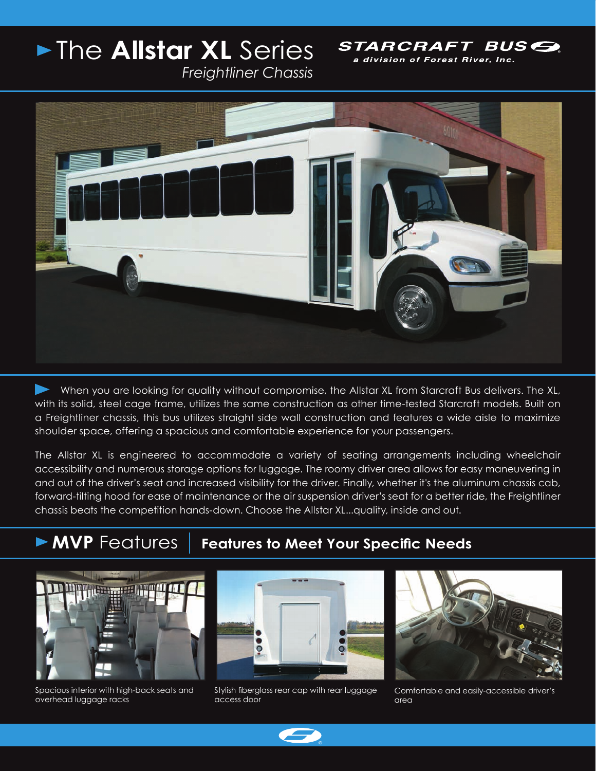# The **Allstar XL** Series

*Freightliner Chassis*

**STARCRAFT BUS**

*a division of Forest River, Inc.*

When you are looking for quality without compromise, the Allstar XL from Starcraft Bus delivers. The XL, with its solid, steel cage frame, utilizes the same construction as other time-tested Starcraft models. Built on a Freightliner chassis, this bus utilizes straight side wall construction and features a wide aisle to maximize shoulder space, offering a spacious and comfortable experience for your passengers.

The Allstar XL is engineered to accommodate a variety of seating arrangements including wheelchair accessibility and numerous storage options for luggage. The roomy driver area allows for easy maneuvering in and out of the driver's seat and increased visibility for the driver. Finally, whether it's the aluminum chassis cab, forward-tilting hood for ease of maintenance or the air suspension driver's seat for a better ride, the Freightliner chassis beats the competition hands-down. Choose the Allstar XL...quality, inside and out.

## **MVP** Features | Features to Meet Your Specific Needs

Spacious interior with high-back seats and overhead luggage racks

Stylish fiberglass rear cap with rear luggage access door

Comfortable and easily-accessible driver's area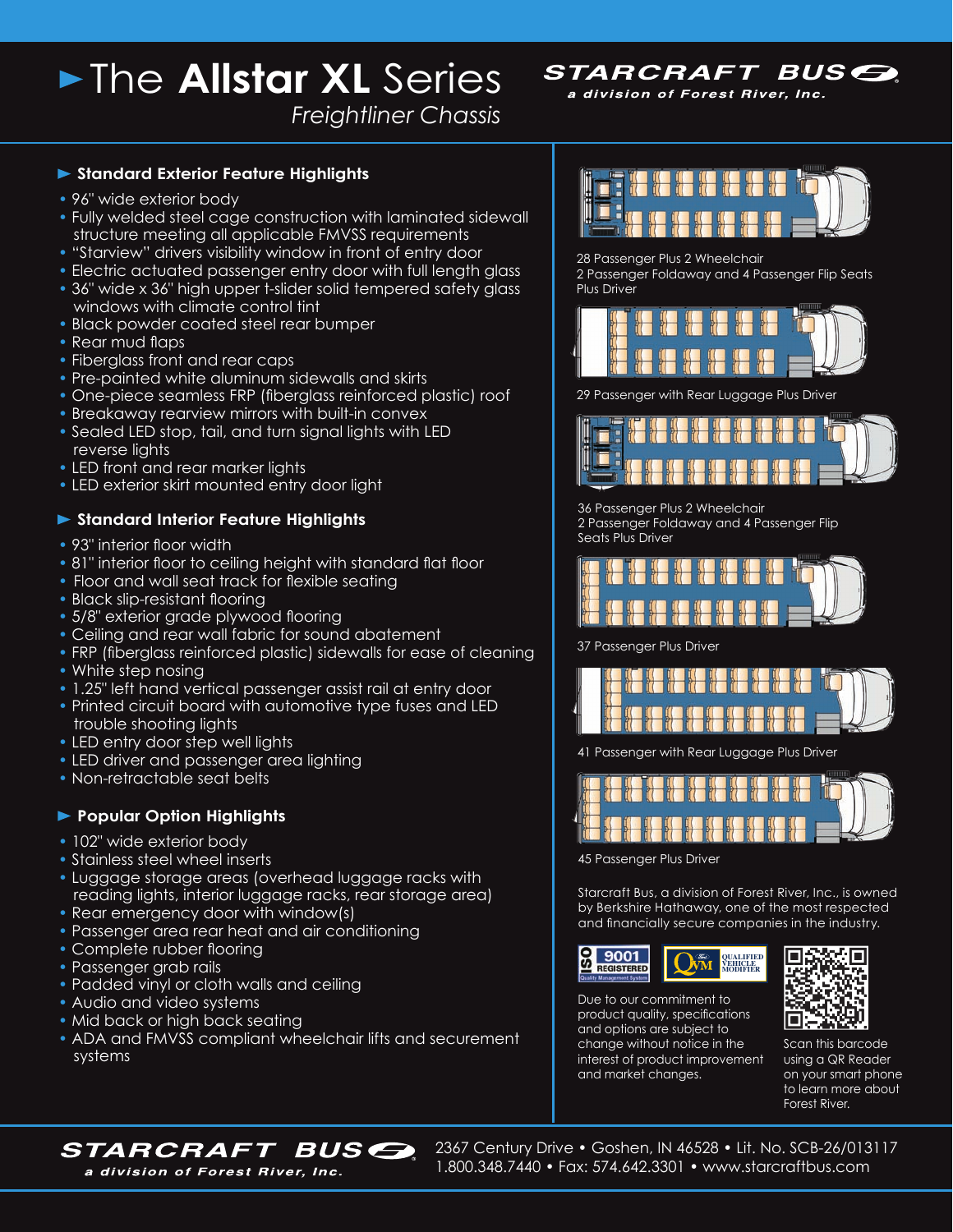# The **Allstar XL** Series

*Freightliner Chassis*

STARCRAFT BUS
*a division of Forest River, Inc.*

## Standard Exterior Feature Highlights

- 96" wide exterior body
- Fully welded steel cage construction with laminated sidewall structure meeting all applicable FMVSS requirements
- "Starview" drivers visibility window in front of entry door
- Electric actuated passenger entry door with full length glass
- 36" wide x 36" high upper t-slider solid tempered safety glass windows with climate control tint
- Black powder coated steel rear bumper
- Rear mud flaps
- Fiberglass front and rear caps
- Pre-painted white aluminum sidewalls and skirts
- One-piece seamless FRP (fiberglass reinforced plastic) roof
- Breakaway rearview mirrors with built-in convex
- Sealed LED stop, tail, and turn signal lights with LED reverse lights
- LED front and rear marker lights
- LED exterior skirt mounted entry door light

## Standard Interior Feature Highlights

- 93" interior floor width
- 81" interior floor to ceiling height with standard flat floor
- Floor and wall seat track for flexible seating
- Black slip-resistant flooring
- 5/8" exterior grade plywood flooring
- Ceiling and rear wall fabric for sound abatement
- FRP (fiberglass reinforced plastic) sidewalls for ease of cleaning
- White step nosing
- 1.25" left hand vertical passenger assist rail at entry door
- Printed circuit board with automotive type fuses and LED trouble shooting lights
- LED entry door step well lights
- LED driver and passenger area lighting
- Non-retractable seat belts

## Popular Option Highlights

- 102" wide exterior body
- Stainless steel wheel inserts
- Luggage storage areas (overhead luggage racks with reading lights, interior luggage racks, rear storage area)
- Rear emergency door with window(s)
- Passenger area rear heat and air conditioning
- Complete rubber flooring
- Passenger grab rails
- Padded vinyl or cloth walls and ceiling
- Audio and video systems
- Mid back or high back seating
- ADA and FMVSS compliant wheelchair lifts and securement systems

28 Passenger Plus 2 Wheelchair
2 Passenger Foldaway and 4 Passenger Flip Seats Plus Driver

29 Passenger with Rear Luggage Plus Driver

36 Passenger Plus 2 Wheelchair
2 Passenger Foldaway and 4 Passenger Flip Seats Plus Driver

37 Passenger Plus Driver

41 Passenger with Rear Luggage Plus Driver

45 Passenger Plus Driver

Starcraft Bus, a division of Forest River, Inc., is owned by Berkshire Hathaway, one of the most respected and financially secure companies in the industry.

ISO 9001 REGISTERED Quality Management System

QVM QUALIFIED VEHICLE MODIFIER

Due to our commitment to product quality, specifications and options are subject to change without notice in the interest of product improvement and market changes.

Scan this barcode using a QR Reader on your smart phone to learn more about Forest River.

STARCRAFT BUS
*a division of Forest River, Inc.*

2367 Century Drive • Goshen, IN 46528 • Lit. No. SCB-26/013117
1.800.348.7440 • Fax: 574.642.3301 • www.starcraftbus.com